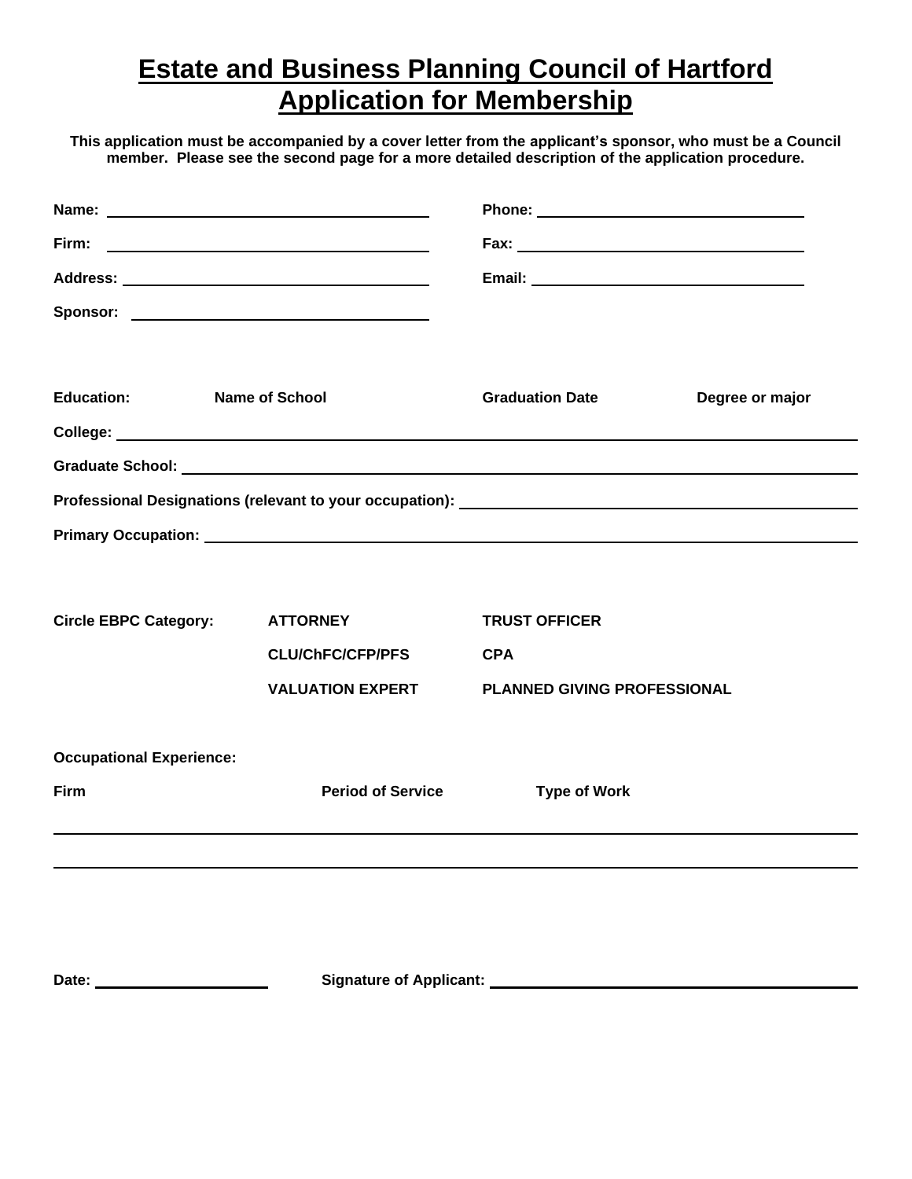# Estate and Business Planning Council of Hartford
# Application for Membership

**This application must be accompanied by a cover letter from the applicant's sponsor, who must be a Council member. Please see the second page for a more detailed description of the application procedure.**

**Name:** ______________________________ **Phone:** ______________________________

**Firm:** ______________________________ **Fax:** ______________________________

**Address:** ______________________________ **Email:** ______________________________

**Sponsor:** ______________________________

| **Education:** | **Name of School** | **Graduation Date** | **Degree or major** |
|---|---|---|---|

**College:** ____________________________________________________________

**Graduate School:** ____________________________________________________________

**Professional Designations (relevant to your occupation):** ______________________________

**Primary Occupation:** ____________________________________________________________

| **Circle EBPC Category:** | **ATTORNEY** | **TRUST OFFICER** |
|---|---|---|
| | **CLU/ChFC/CFP/PFS** | **CPA** |
| | **VALUATION EXPERT** | **PLANNED GIVING PROFESSIONAL** |

**Occupational Experience:**

| **Firm** | **Period of Service** | **Type of Work** |
|---|---|---|
| | | |
| | | |

**Date:** ____________________ **Signature of Applicant:** ______________________________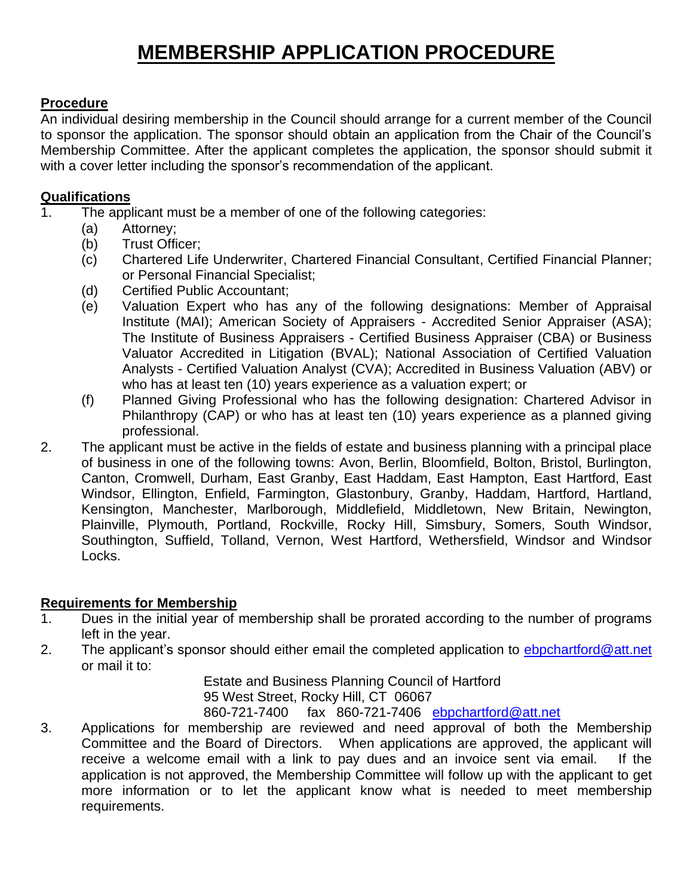# MEMBERSHIP APPLICATION PROCEDURE

## Procedure

An individual desiring membership in the Council should arrange for a current member of the Council to sponsor the application. The sponsor should obtain an application from the Chair of the Council's Membership Committee. After the applicant completes the application, the sponsor should submit it with a cover letter including the sponsor's recommendation of the applicant.

## Qualifications

1. The applicant must be a member of one of the following categories:
   - (a) Attorney;
   - (b) Trust Officer;
   - (c) Chartered Life Underwriter, Chartered Financial Consultant, Certified Financial Planner; or Personal Financial Specialist;
   - (d) Certified Public Accountant;
   - (e) Valuation Expert who has any of the following designations: Member of Appraisal Institute (MAI); American Society of Appraisers - Accredited Senior Appraiser (ASA); The Institute of Business Appraisers - Certified Business Appraiser (CBA) or Business Valuator Accredited in Litigation (BVAL); National Association of Certified Valuation Analysts - Certified Valuation Analyst (CVA); Accredited in Business Valuation (ABV) or who has at least ten (10) years experience as a valuation expert; or
   - (f) Planned Giving Professional who has the following designation: Chartered Advisor in Philanthropy (CAP) or who has at least ten (10) years experience as a planned giving professional.
2. The applicant must be active in the fields of estate and business planning with a principal place of business in one of the following towns: Avon, Berlin, Bloomfield, Bolton, Bristol, Burlington, Canton, Cromwell, Durham, East Granby, East Haddam, East Hampton, East Hartford, East Windsor, Ellington, Enfield, Farmington, Glastonbury, Granby, Haddam, Hartford, Hartland, Kensington, Manchester, Marlborough, Middlefield, Middletown, New Britain, Newington, Plainville, Plymouth, Portland, Rockville, Rocky Hill, Simsbury, Somers, South Windsor, Southington, Suffield, Tolland, Vernon, West Hartford, Wethersfield, Windsor and Windsor Locks.

## Requirements for Membership

1. Dues in the initial year of membership shall be prorated according to the number of programs left in the year.
2. The applicant's sponsor should either email the completed application to ebpchartford@att.net or mail it to:

   Estate and Business Planning Council of Hartford
   95 West Street, Rocky Hill, CT 06067
   860-721-7400 fax 860-721-7406 ebpchartford@att.net

3. Applications for membership are reviewed and need approval of both the Membership Committee and the Board of Directors. When applications are approved, the applicant will receive a welcome email with a link to pay dues and an invoice sent via email. If the application is not approved, the Membership Committee will follow up with the applicant to get more information or to let the applicant know what is needed to meet membership requirements.